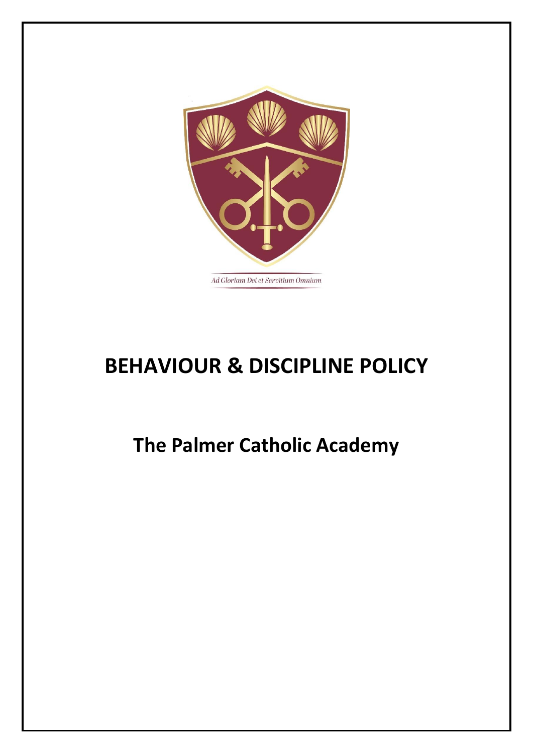*Ad Gloriam Dei et Servitium Omnium*

# BEHAVIOUR & DISCIPLINE POLICY

## The Palmer Catholic Academy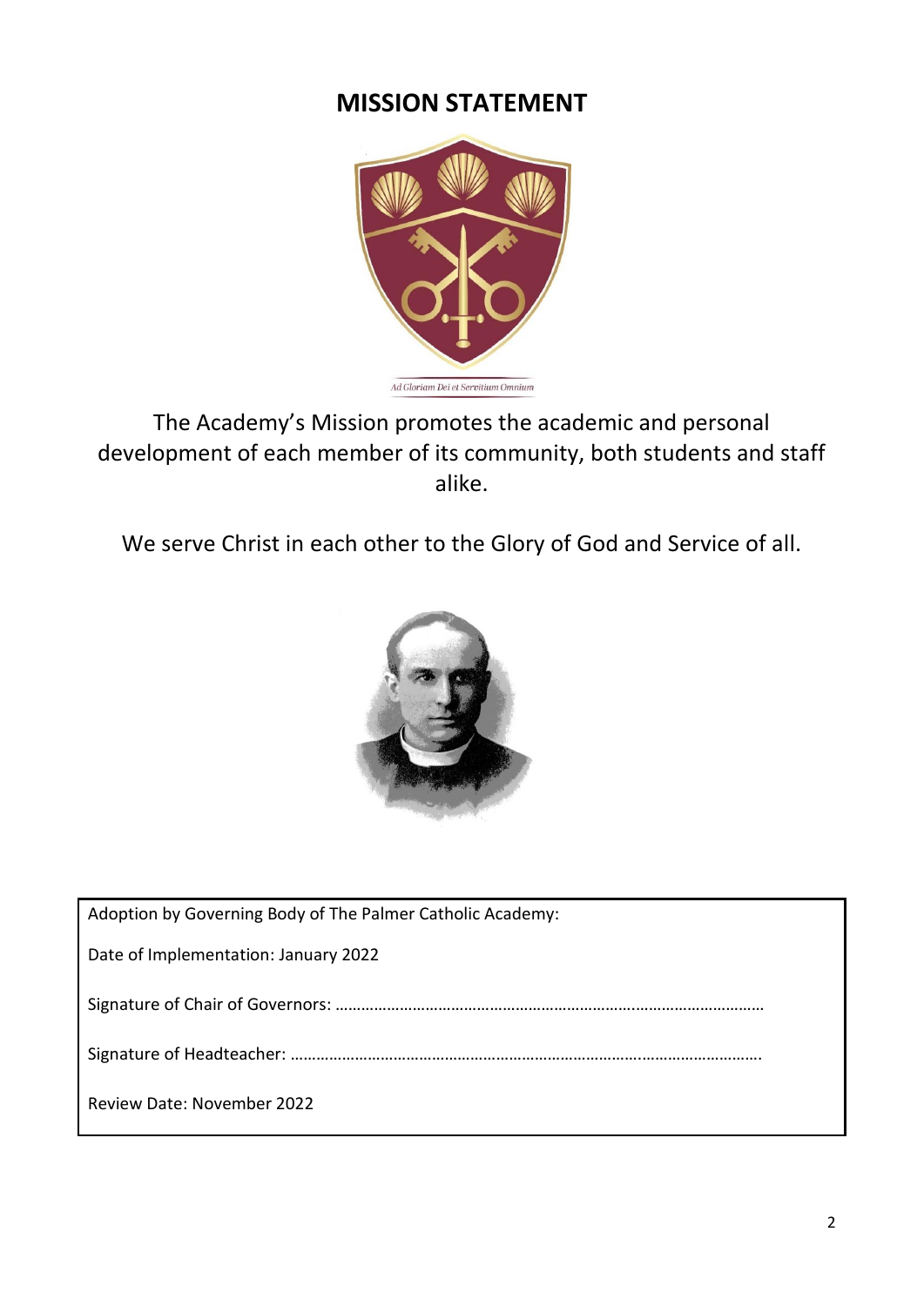# MISSION STATEMENT

*Ad Gloriam Dei et Servitium Omnium*

The Academy's Mission promotes the academic and personal development of each member of its community, both students and staff alike.

We serve Christ in each other to the Glory of God and Service of all.

| Adoption by Governing Body of The Palmer Catholic Academy: |
|---|
| Date of Implementation: January 2022 |
| Signature of Chair of Governors: ………………………………………………………………………………………… |
| Signature of Headteacher: ……………………………………………………………………………………………. |
| Review Date: November 2022 |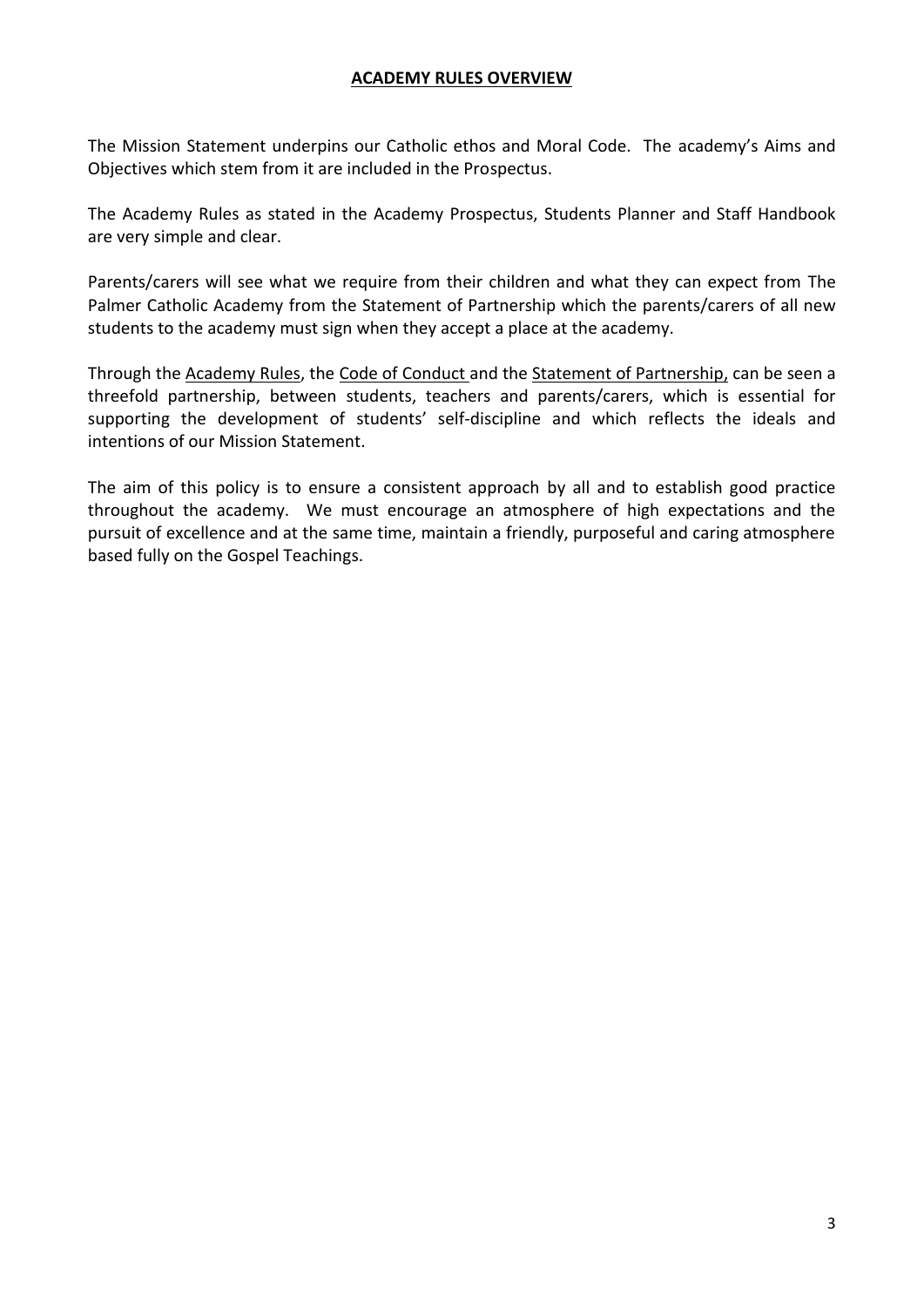## ACADEMY RULES OVERVIEW

The Mission Statement underpins our Catholic ethos and Moral Code. The academy's Aims and Objectives which stem from it are included in the Prospectus.

The Academy Rules as stated in the Academy Prospectus, Students Planner and Staff Handbook are very simple and clear.

Parents/carers will see what we require from their children and what they can expect from The Palmer Catholic Academy from the Statement of Partnership which the parents/carers of all new students to the academy must sign when they accept a place at the academy.

Through the Academy Rules, the Code of Conduct and the Statement of Partnership, can be seen a threefold partnership, between students, teachers and parents/carers, which is essential for supporting the development of students' self-discipline and which reflects the ideals and intentions of our Mission Statement.

The aim of this policy is to ensure a consistent approach by all and to establish good practice throughout the academy. We must encourage an atmosphere of high expectations and the pursuit of excellence and at the same time, maintain a friendly, purposeful and caring atmosphere based fully on the Gospel Teachings.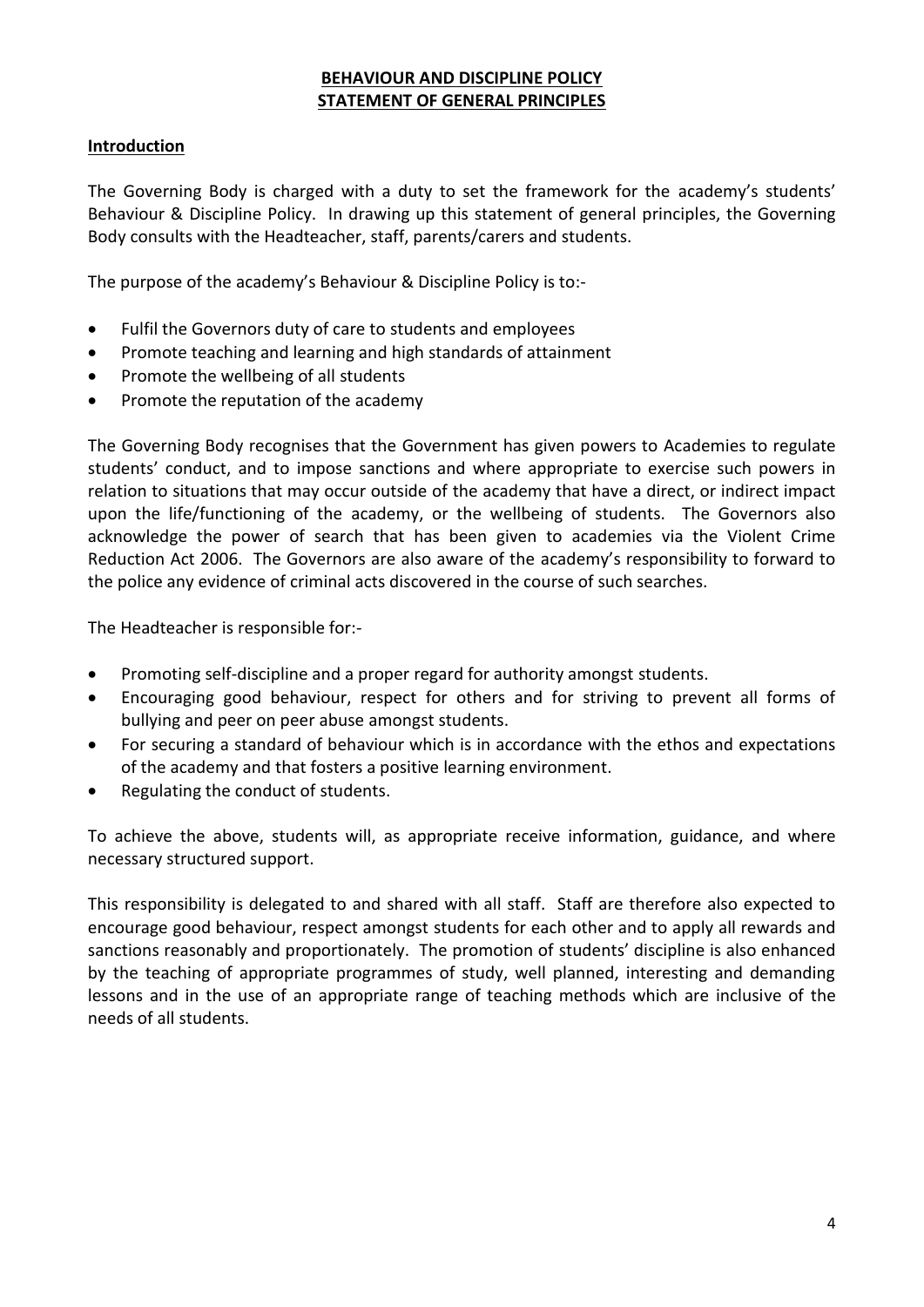# BEHAVIOUR AND DISCIPLINE POLICY
## STATEMENT OF GENERAL PRINCIPLES

### Introduction

The Governing Body is charged with a duty to set the framework for the academy's students' Behaviour & Discipline Policy. In drawing up this statement of general principles, the Governing Body consults with the Headteacher, staff, parents/carers and students.

The purpose of the academy's Behaviour & Discipline Policy is to:-

- Fulfil the Governors duty of care to students and employees
- Promote teaching and learning and high standards of attainment
- Promote the wellbeing of all students
- Promote the reputation of the academy

The Governing Body recognises that the Government has given powers to Academies to regulate students' conduct, and to impose sanctions and where appropriate to exercise such powers in relation to situations that may occur outside of the academy that have a direct, or indirect impact upon the life/functioning of the academy, or the wellbeing of students. The Governors also acknowledge the power of search that has been given to academies via the Violent Crime Reduction Act 2006. The Governors are also aware of the academy's responsibility to forward to the police any evidence of criminal acts discovered in the course of such searches.

The Headteacher is responsible for:-

- Promoting self-discipline and a proper regard for authority amongst students.
- Encouraging good behaviour, respect for others and for striving to prevent all forms of bullying and peer on peer abuse amongst students.
- For securing a standard of behaviour which is in accordance with the ethos and expectations of the academy and that fosters a positive learning environment.
- Regulating the conduct of students.

To achieve the above, students will, as appropriate receive information, guidance, and where necessary structured support.

This responsibility is delegated to and shared with all staff. Staff are therefore also expected to encourage good behaviour, respect amongst students for each other and to apply all rewards and sanctions reasonably and proportionately. The promotion of students' discipline is also enhanced by the teaching of appropriate programmes of study, well planned, interesting and demanding lessons and in the use of an appropriate range of teaching methods which are inclusive of the needs of all students.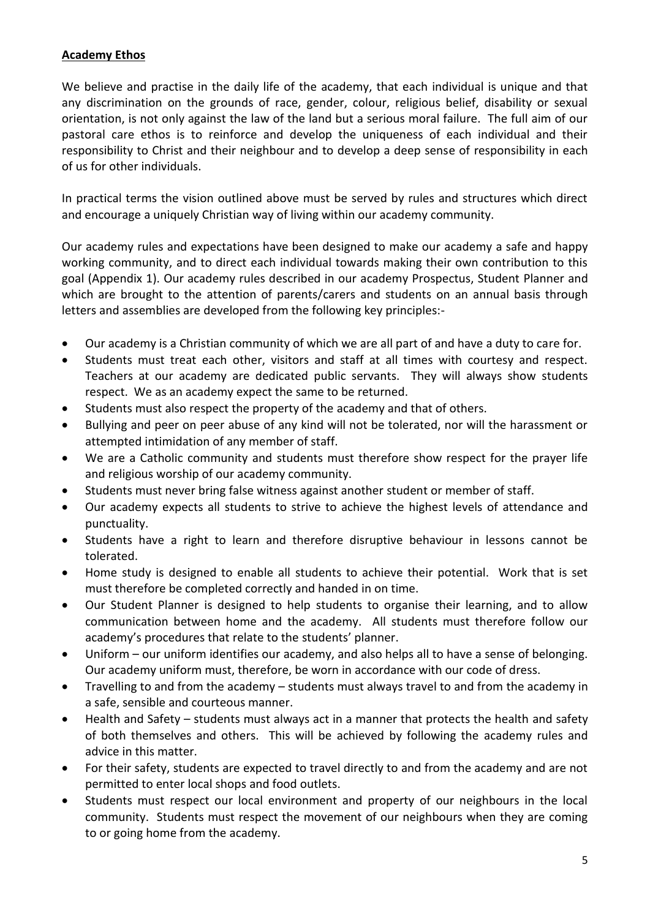## Academy Ethos

We believe and practise in the daily life of the academy, that each individual is unique and that any discrimination on the grounds of race, gender, colour, religious belief, disability or sexual orientation, is not only against the law of the land but a serious moral failure. The full aim of our pastoral care ethos is to reinforce and develop the uniqueness of each individual and their responsibility to Christ and their neighbour and to develop a deep sense of responsibility in each of us for other individuals.

In practical terms the vision outlined above must be served by rules and structures which direct and encourage a uniquely Christian way of living within our academy community.

Our academy rules and expectations have been designed to make our academy a safe and happy working community, and to direct each individual towards making their own contribution to this goal (Appendix 1). Our academy rules described in our academy Prospectus, Student Planner and which are brought to the attention of parents/carers and students on an annual basis through letters and assemblies are developed from the following key principles:-

- Our academy is a Christian community of which we are all part of and have a duty to care for.
- Students must treat each other, visitors and staff at all times with courtesy and respect. Teachers at our academy are dedicated public servants. They will always show students respect. We as an academy expect the same to be returned.
- Students must also respect the property of the academy and that of others.
- Bullying and peer on peer abuse of any kind will not be tolerated, nor will the harassment or attempted intimidation of any member of staff.
- We are a Catholic community and students must therefore show respect for the prayer life and religious worship of our academy community.
- Students must never bring false witness against another student or member of staff.
- Our academy expects all students to strive to achieve the highest levels of attendance and punctuality.
- Students have a right to learn and therefore disruptive behaviour in lessons cannot be tolerated.
- Home study is designed to enable all students to achieve their potential. Work that is set must therefore be completed correctly and handed in on time.
- Our Student Planner is designed to help students to organise their learning, and to allow communication between home and the academy. All students must therefore follow our academy's procedures that relate to the students' planner.
- Uniform – our uniform identifies our academy, and also helps all to have a sense of belonging. Our academy uniform must, therefore, be worn in accordance with our code of dress.
- Travelling to and from the academy – students must always travel to and from the academy in a safe, sensible and courteous manner.
- Health and Safety – students must always act in a manner that protects the health and safety of both themselves and others. This will be achieved by following the academy rules and advice in this matter.
- For their safety, students are expected to travel directly to and from the academy and are not permitted to enter local shops and food outlets.
- Students must respect our local environment and property of our neighbours in the local community. Students must respect the movement of our neighbours when they are coming to or going home from the academy.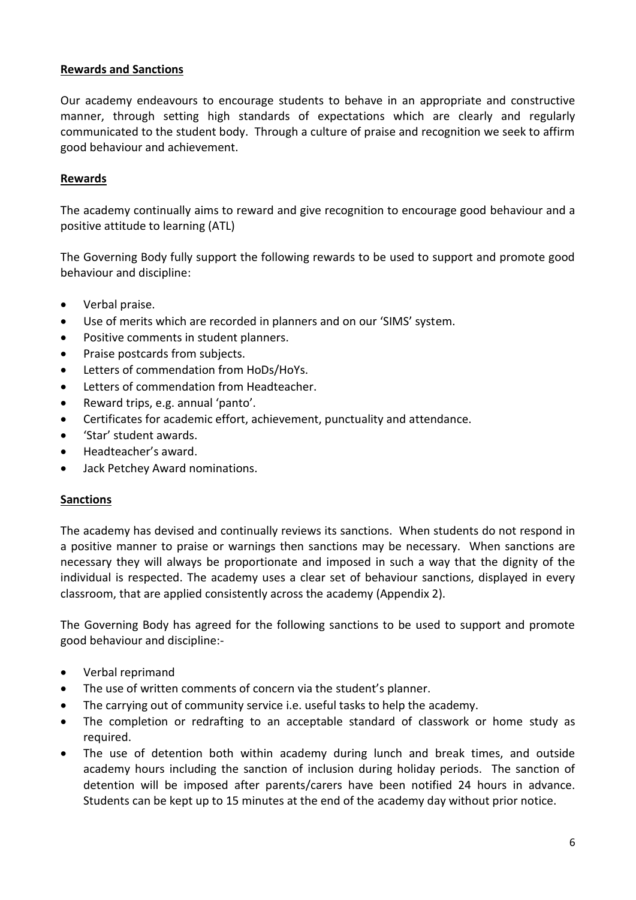## Rewards and Sanctions

Our academy endeavours to encourage students to behave in an appropriate and constructive manner, through setting high standards of expectations which are clearly and regularly communicated to the student body. Through a culture of praise and recognition we seek to affirm good behaviour and achievement.

## Rewards

The academy continually aims to reward and give recognition to encourage good behaviour and a positive attitude to learning (ATL)

The Governing Body fully support the following rewards to be used to support and promote good behaviour and discipline:

- Verbal praise.
- Use of merits which are recorded in planners and on our 'SIMS' system.
- Positive comments in student planners.
- Praise postcards from subjects.
- Letters of commendation from HoDs/HoYs.
- Letters of commendation from Headteacher.
- Reward trips, e.g. annual 'panto'.
- Certificates for academic effort, achievement, punctuality and attendance.
- 'Star' student awards.
- Headteacher's award.
- Jack Petchey Award nominations.

## Sanctions

The academy has devised and continually reviews its sanctions. When students do not respond in a positive manner to praise or warnings then sanctions may be necessary. When sanctions are necessary they will always be proportionate and imposed in such a way that the dignity of the individual is respected. The academy uses a clear set of behaviour sanctions, displayed in every classroom, that are applied consistently across the academy (Appendix 2).

The Governing Body has agreed for the following sanctions to be used to support and promote good behaviour and discipline:-

- Verbal reprimand
- The use of written comments of concern via the student's planner.
- The carrying out of community service i.e. useful tasks to help the academy.
- The completion or redrafting to an acceptable standard of classwork or home study as required.
- The use of detention both within academy during lunch and break times, and outside academy hours including the sanction of inclusion during holiday periods. The sanction of detention will be imposed after parents/carers have been notified 24 hours in advance. Students can be kept up to 15 minutes at the end of the academy day without prior notice.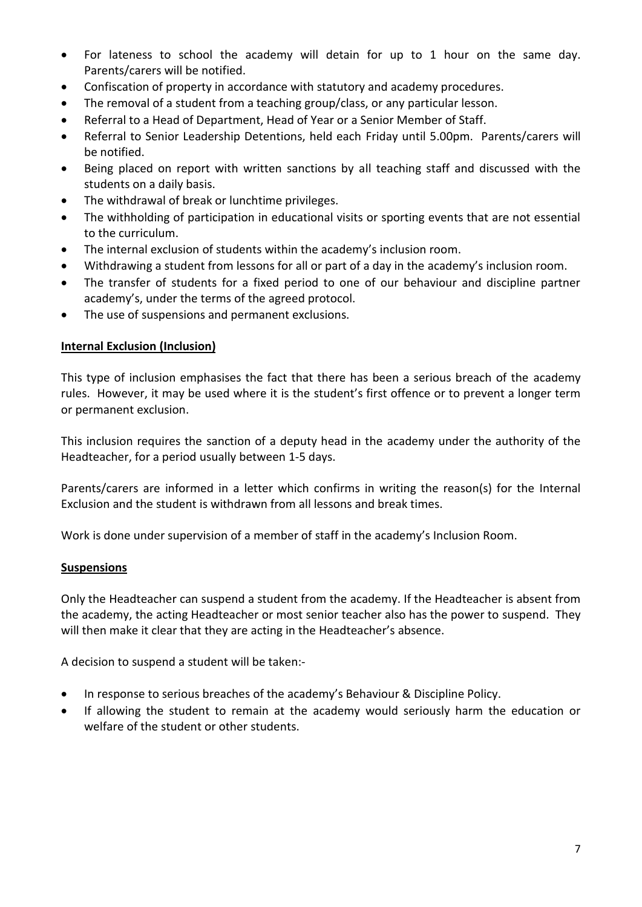- For lateness to school the academy will detain for up to 1 hour on the same day. Parents/carers will be notified.
- Confiscation of property in accordance with statutory and academy procedures.
- The removal of a student from a teaching group/class, or any particular lesson.
- Referral to a Head of Department, Head of Year or a Senior Member of Staff.
- Referral to Senior Leadership Detentions, held each Friday until 5.00pm. Parents/carers will be notified.
- Being placed on report with written sanctions by all teaching staff and discussed with the students on a daily basis.
- The withdrawal of break or lunchtime privileges.
- The withholding of participation in educational visits or sporting events that are not essential to the curriculum.
- The internal exclusion of students within the academy's inclusion room.
- Withdrawing a student from lessons for all or part of a day in the academy's inclusion room.
- The transfer of students for a fixed period to one of our behaviour and discipline partner academy's, under the terms of the agreed protocol.
- The use of suspensions and permanent exclusions.

**Internal Exclusion (Inclusion)**

This type of inclusion emphasises the fact that there has been a serious breach of the academy rules. However, it may be used where it is the student's first offence or to prevent a longer term or permanent exclusion.

This inclusion requires the sanction of a deputy head in the academy under the authority of the Headteacher, for a period usually between 1-5 days.

Parents/carers are informed in a letter which confirms in writing the reason(s) for the Internal Exclusion and the student is withdrawn from all lessons and break times.

Work is done under supervision of a member of staff in the academy's Inclusion Room.

**Suspensions**

Only the Headteacher can suspend a student from the academy. If the Headteacher is absent from the academy, the acting Headteacher or most senior teacher also has the power to suspend. They will then make it clear that they are acting in the Headteacher's absence.

A decision to suspend a student will be taken:-

- In response to serious breaches of the academy's Behaviour & Discipline Policy.
- If allowing the student to remain at the academy would seriously harm the education or welfare of the student or other students.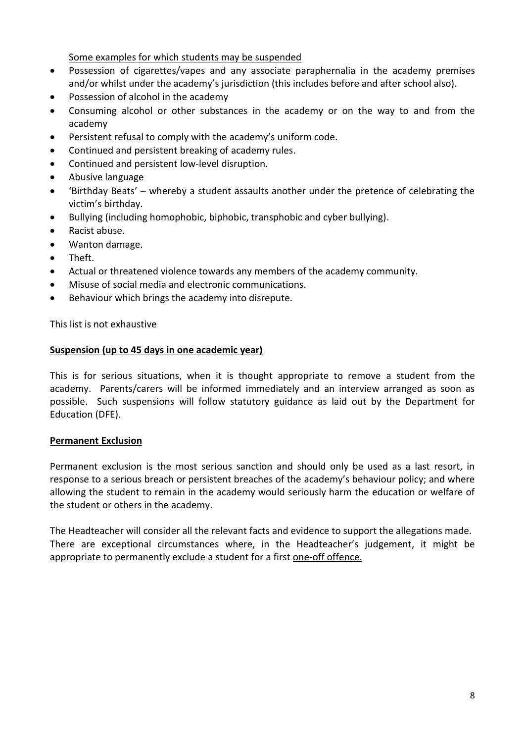Some examples for which students may be suspended

- Possession of cigarettes/vapes and any associate paraphernalia in the academy premises and/or whilst under the academy's jurisdiction (this includes before and after school also).
- Possession of alcohol in the academy
- Consuming alcohol or other substances in the academy or on the way to and from the academy
- Persistent refusal to comply with the academy's uniform code.
- Continued and persistent breaking of academy rules.
- Continued and persistent low-level disruption.
- Abusive language
- 'Birthday Beats' – whereby a student assaults another under the pretence of celebrating the victim's birthday.
- Bullying (including homophobic, biphobic, transphobic and cyber bullying).
- Racist abuse.
- Wanton damage.
- Theft.
- Actual or threatened violence towards any members of the academy community.
- Misuse of social media and electronic communications.
- Behaviour which brings the academy into disrepute.

This list is not exhaustive

**Suspension (up to 45 days in one academic year)**

This is for serious situations, when it is thought appropriate to remove a student from the academy. Parents/carers will be informed immediately and an interview arranged as soon as possible. Such suspensions will follow statutory guidance as laid out by the Department for Education (DFE).

**Permanent Exclusion**

Permanent exclusion is the most serious sanction and should only be used as a last resort, in response to a serious breach or persistent breaches of the academy's behaviour policy; and where allowing the student to remain in the academy would seriously harm the education or welfare of the student or others in the academy.

The Headteacher will consider all the relevant facts and evidence to support the allegations made. There are exceptional circumstances where, in the Headteacher's judgement, it might be appropriate to permanently exclude a student for a first one-off offence.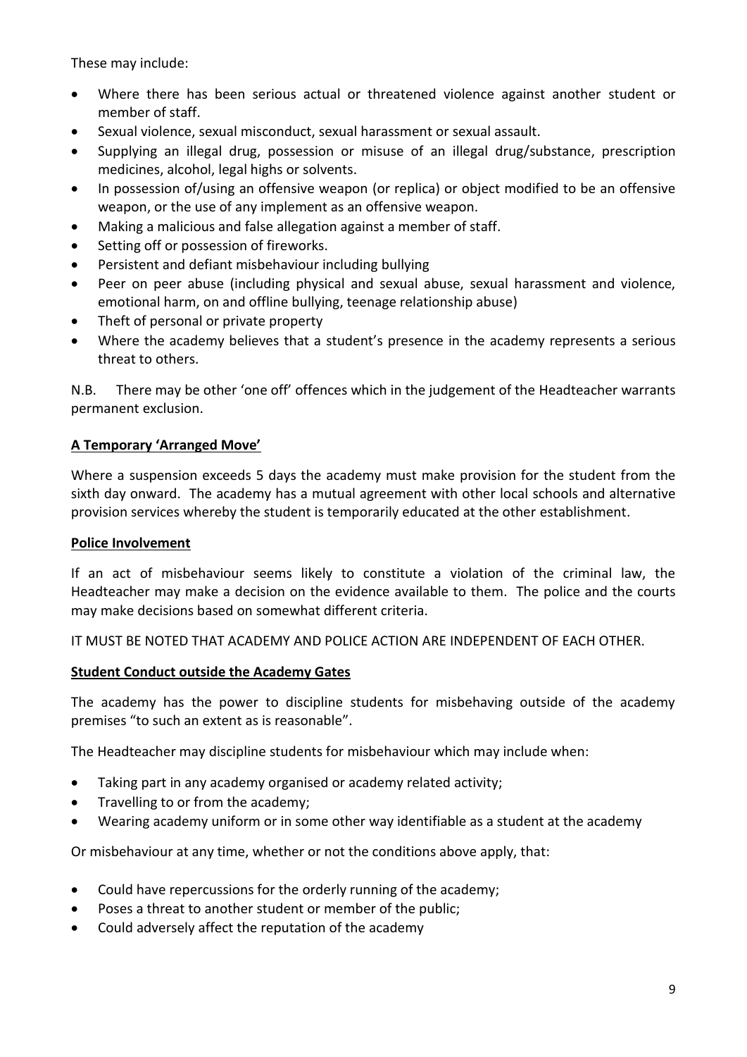These may include:

- Where there has been serious actual or threatened violence against another student or member of staff.
- Sexual violence, sexual misconduct, sexual harassment or sexual assault.
- Supplying an illegal drug, possession or misuse of an illegal drug/substance, prescription medicines, alcohol, legal highs or solvents.
- In possession of/using an offensive weapon (or replica) or object modified to be an offensive weapon, or the use of any implement as an offensive weapon.
- Making a malicious and false allegation against a member of staff.
- Setting off or possession of fireworks.
- Persistent and defiant misbehaviour including bullying
- Peer on peer abuse (including physical and sexual abuse, sexual harassment and violence, emotional harm, on and offline bullying, teenage relationship abuse)
- Theft of personal or private property
- Where the academy believes that a student's presence in the academy represents a serious threat to others.

N.B. There may be other 'one off' offences which in the judgement of the Headteacher warrants permanent exclusion.

## A Temporary 'Arranged Move'

Where a suspension exceeds 5 days the academy must make provision for the student from the sixth day onward. The academy has a mutual agreement with other local schools and alternative provision services whereby the student is temporarily educated at the other establishment.

## Police Involvement

If an act of misbehaviour seems likely to constitute a violation of the criminal law, the Headteacher may make a decision on the evidence available to them. The police and the courts may make decisions based on somewhat different criteria.

IT MUST BE NOTED THAT ACADEMY AND POLICE ACTION ARE INDEPENDENT OF EACH OTHER.

## Student Conduct outside the Academy Gates

The academy has the power to discipline students for misbehaving outside of the academy premises "to such an extent as is reasonable".

The Headteacher may discipline students for misbehaviour which may include when:

- Taking part in any academy organised or academy related activity;
- Travelling to or from the academy;
- Wearing academy uniform or in some other way identifiable as a student at the academy

Or misbehaviour at any time, whether or not the conditions above apply, that:

- Could have repercussions for the orderly running of the academy;
- Poses a threat to another student or member of the public;
- Could adversely affect the reputation of the academy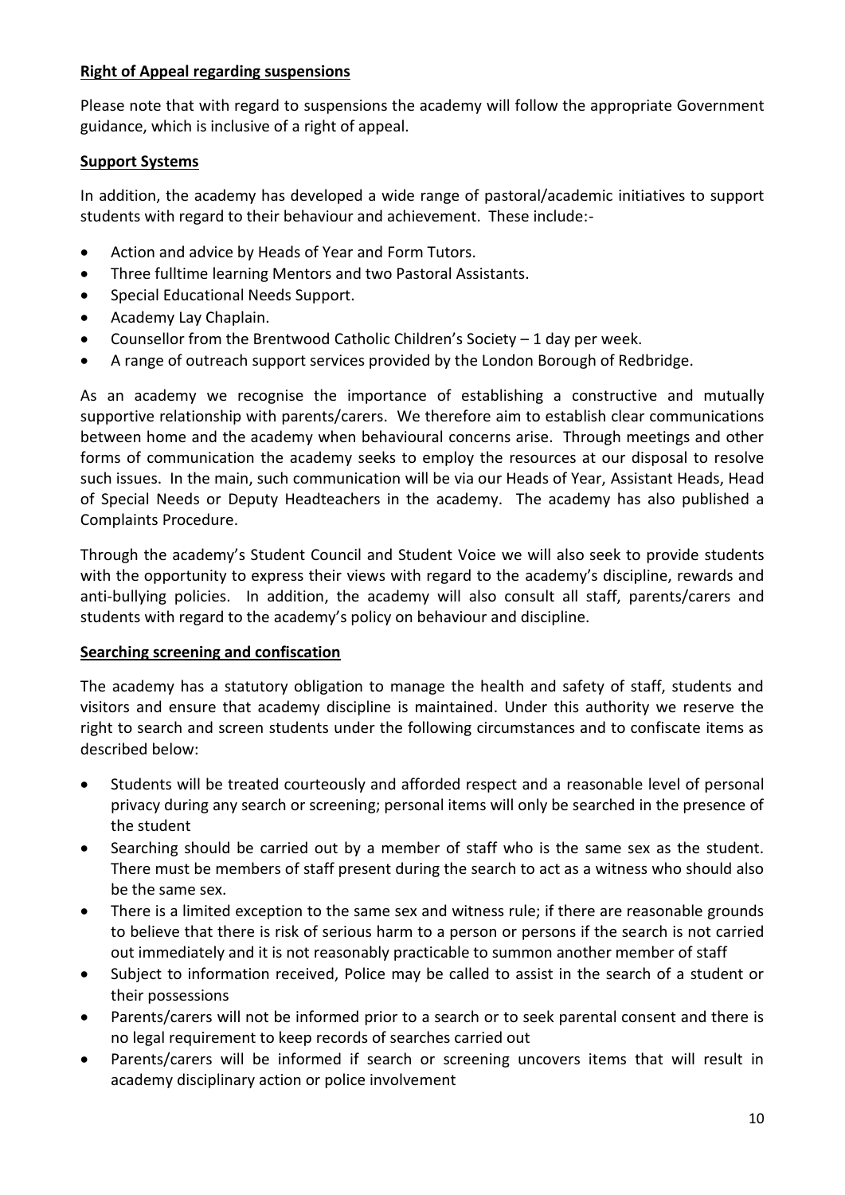**Right of Appeal regarding suspensions**

Please note that with regard to suspensions the academy will follow the appropriate Government guidance, which is inclusive of a right of appeal.

**Support Systems**

In addition, the academy has developed a wide range of pastoral/academic initiatives to support students with regard to their behaviour and achievement. These include:-

- Action and advice by Heads of Year and Form Tutors.
- Three fulltime learning Mentors and two Pastoral Assistants.
- Special Educational Needs Support.
- Academy Lay Chaplain.
- Counsellor from the Brentwood Catholic Children's Society – 1 day per week.
- A range of outreach support services provided by the London Borough of Redbridge.

As an academy we recognise the importance of establishing a constructive and mutually supportive relationship with parents/carers. We therefore aim to establish clear communications between home and the academy when behavioural concerns arise. Through meetings and other forms of communication the academy seeks to employ the resources at our disposal to resolve such issues. In the main, such communication will be via our Heads of Year, Assistant Heads, Head of Special Needs or Deputy Headteachers in the academy. The academy has also published a Complaints Procedure.

Through the academy's Student Council and Student Voice we will also seek to provide students with the opportunity to express their views with regard to the academy's discipline, rewards and anti-bullying policies. In addition, the academy will also consult all staff, parents/carers and students with regard to the academy's policy on behaviour and discipline.

**Searching screening and confiscation**

The academy has a statutory obligation to manage the health and safety of staff, students and visitors and ensure that academy discipline is maintained. Under this authority we reserve the right to search and screen students under the following circumstances and to confiscate items as described below:

- Students will be treated courteously and afforded respect and a reasonable level of personal privacy during any search or screening; personal items will only be searched in the presence of the student
- Searching should be carried out by a member of staff who is the same sex as the student. There must be members of staff present during the search to act as a witness who should also be the same sex.
- There is a limited exception to the same sex and witness rule; if there are reasonable grounds to believe that there is risk of serious harm to a person or persons if the search is not carried out immediately and it is not reasonably practicable to summon another member of staff
- Subject to information received, Police may be called to assist in the search of a student or their possessions
- Parents/carers will not be informed prior to a search or to seek parental consent and there is no legal requirement to keep records of searches carried out
- Parents/carers will be informed if search or screening uncovers items that will result in academy disciplinary action or police involvement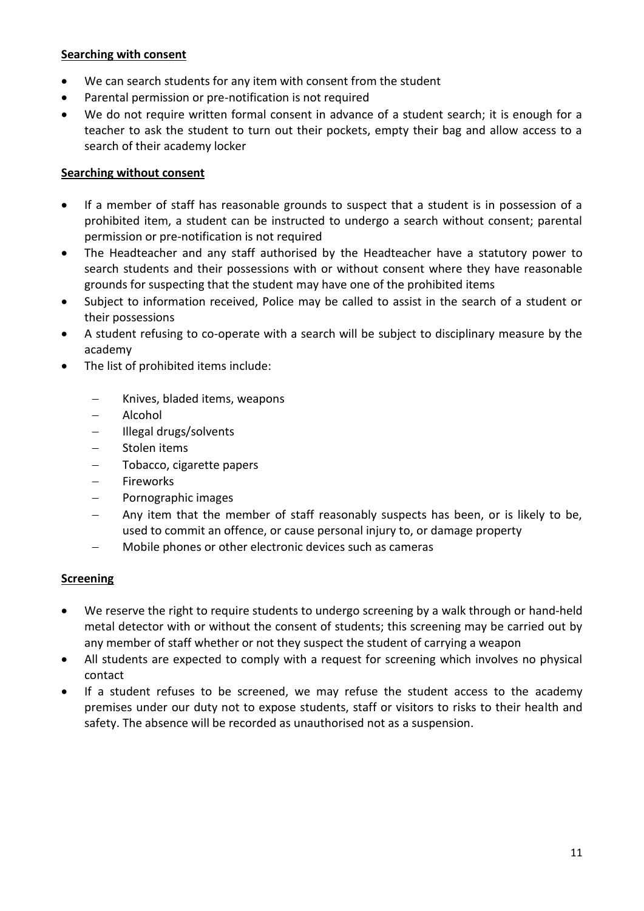**Searching with consent**

- We can search students for any item with consent from the student
- Parental permission or pre-notification is not required
- We do not require written formal consent in advance of a student search; it is enough for a teacher to ask the student to turn out their pockets, empty their bag and allow access to a search of their academy locker

**Searching without consent**

- If a member of staff has reasonable grounds to suspect that a student is in possession of a prohibited item, a student can be instructed to undergo a search without consent; parental permission or pre-notification is not required
- The Headteacher and any staff authorised by the Headteacher have a statutory power to search students and their possessions with or without consent where they have reasonable grounds for suspecting that the student may have one of the prohibited items
- Subject to information received, Police may be called to assist in the search of a student or their possessions
- A student refusing to co-operate with a search will be subject to disciplinary measure by the academy
- The list of prohibited items include:
  - Knives, bladed items, weapons
  - Alcohol
  - Illegal drugs/solvents
  - Stolen items
  - Tobacco, cigarette papers
  - Fireworks
  - Pornographic images
  - Any item that the member of staff reasonably suspects has been, or is likely to be, used to commit an offence, or cause personal injury to, or damage property
  - Mobile phones or other electronic devices such as cameras

**Screening**

- We reserve the right to require students to undergo screening by a walk through or hand-held metal detector with or without the consent of students; this screening may be carried out by any member of staff whether or not they suspect the student of carrying a weapon
- All students are expected to comply with a request for screening which involves no physical contact
- If a student refuses to be screened, we may refuse the student access to the academy premises under our duty not to expose students, staff or visitors to risks to their health and safety. The absence will be recorded as unauthorised not as a suspension.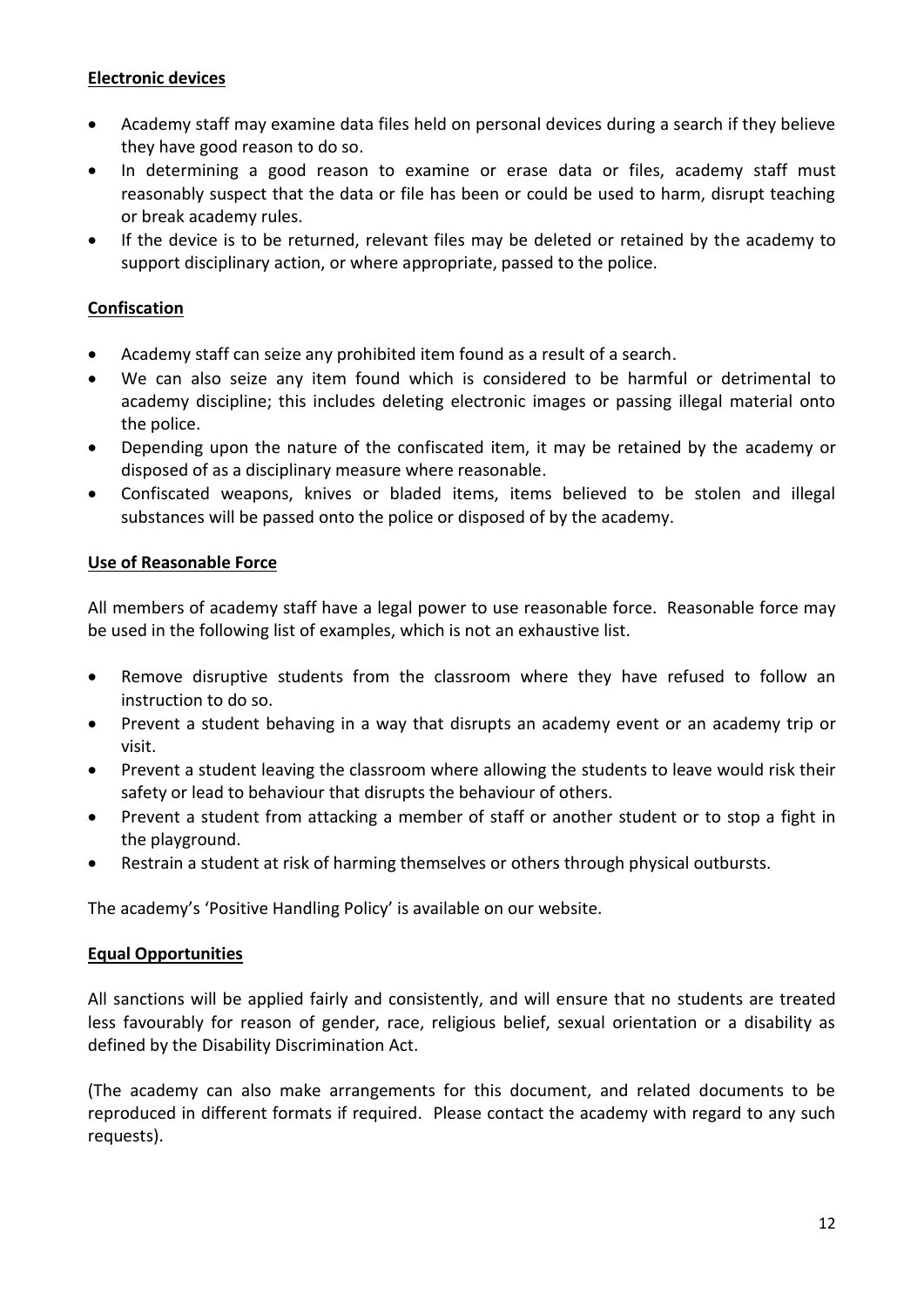**Electronic devices**

- Academy staff may examine data files held on personal devices during a search if they believe they have good reason to do so.
- In determining a good reason to examine or erase data or files, academy staff must reasonably suspect that the data or file has been or could be used to harm, disrupt teaching or break academy rules.
- If the device is to be returned, relevant files may be deleted or retained by the academy to support disciplinary action, or where appropriate, passed to the police.

**Confiscation**

- Academy staff can seize any prohibited item found as a result of a search.
- We can also seize any item found which is considered to be harmful or detrimental to academy discipline; this includes deleting electronic images or passing illegal material onto the police.
- Depending upon the nature of the confiscated item, it may be retained by the academy or disposed of as a disciplinary measure where reasonable.
- Confiscated weapons, knives or bladed items, items believed to be stolen and illegal substances will be passed onto the police or disposed of by the academy.

**Use of Reasonable Force**

All members of academy staff have a legal power to use reasonable force. Reasonable force may be used in the following list of examples, which is not an exhaustive list.

- Remove disruptive students from the classroom where they have refused to follow an instruction to do so.
- Prevent a student behaving in a way that disrupts an academy event or an academy trip or visit.
- Prevent a student leaving the classroom where allowing the students to leave would risk their safety or lead to behaviour that disrupts the behaviour of others.
- Prevent a student from attacking a member of staff or another student or to stop a fight in the playground.
- Restrain a student at risk of harming themselves or others through physical outbursts.

The academy's 'Positive Handling Policy' is available on our website.

**Equal Opportunities**

All sanctions will be applied fairly and consistently, and will ensure that no students are treated less favourably for reason of gender, race, religious belief, sexual orientation or a disability as defined by the Disability Discrimination Act.

(The academy can also make arrangements for this document, and related documents to be reproduced in different formats if required. Please contact the academy with regard to any such requests).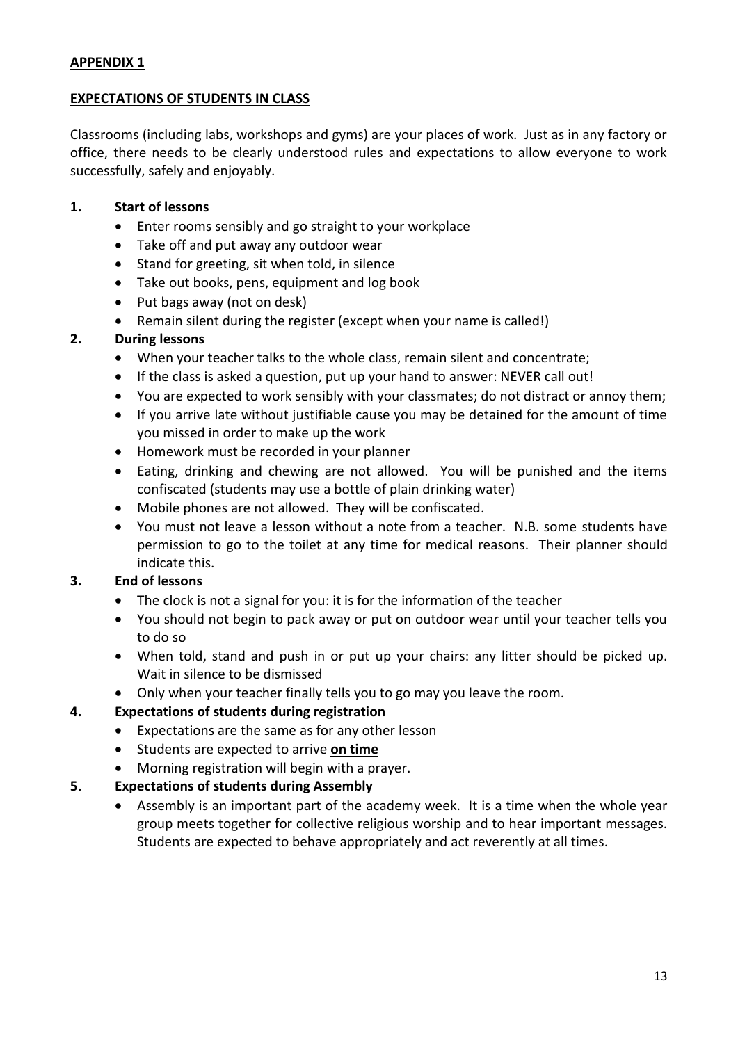**APPENDIX 1**

**EXPECTATIONS OF STUDENTS IN CLASS**

Classrooms (including labs, workshops and gyms) are your places of work. Just as in any factory or office, there needs to be clearly understood rules and expectations to allow everyone to work successfully, safely and enjoyably.

**1. Start of lessons**

- Enter rooms sensibly and go straight to your workplace
- Take off and put away any outdoor wear
- Stand for greeting, sit when told, in silence
- Take out books, pens, equipment and log book
- Put bags away (not on desk)
- Remain silent during the register (except when your name is called!)

**2. During lessons**

- When your teacher talks to the whole class, remain silent and concentrate;
- If the class is asked a question, put up your hand to answer: NEVER call out!
- You are expected to work sensibly with your classmates; do not distract or annoy them;
- If you arrive late without justifiable cause you may be detained for the amount of time you missed in order to make up the work
- Homework must be recorded in your planner
- Eating, drinking and chewing are not allowed. You will be punished and the items confiscated (students may use a bottle of plain drinking water)
- Mobile phones are not allowed. They will be confiscated.
- You must not leave a lesson without a note from a teacher. N.B. some students have permission to go to the toilet at any time for medical reasons. Their planner should indicate this.

**3. End of lessons**

- The clock is not a signal for you: it is for the information of the teacher
- You should not begin to pack away or put on outdoor wear until your teacher tells you to do so
- When told, stand and push in or put up your chairs: any litter should be picked up. Wait in silence to be dismissed
- Only when your teacher finally tells you to go may you leave the room.

**4. Expectations of students during registration**

- Expectations are the same as for any other lesson
- Students are expected to arrive **on time**
- Morning registration will begin with a prayer.

**5. Expectations of students during Assembly**

- Assembly is an important part of the academy week. It is a time when the whole year group meets together for collective religious worship and to hear important messages. Students are expected to behave appropriately and act reverently at all times.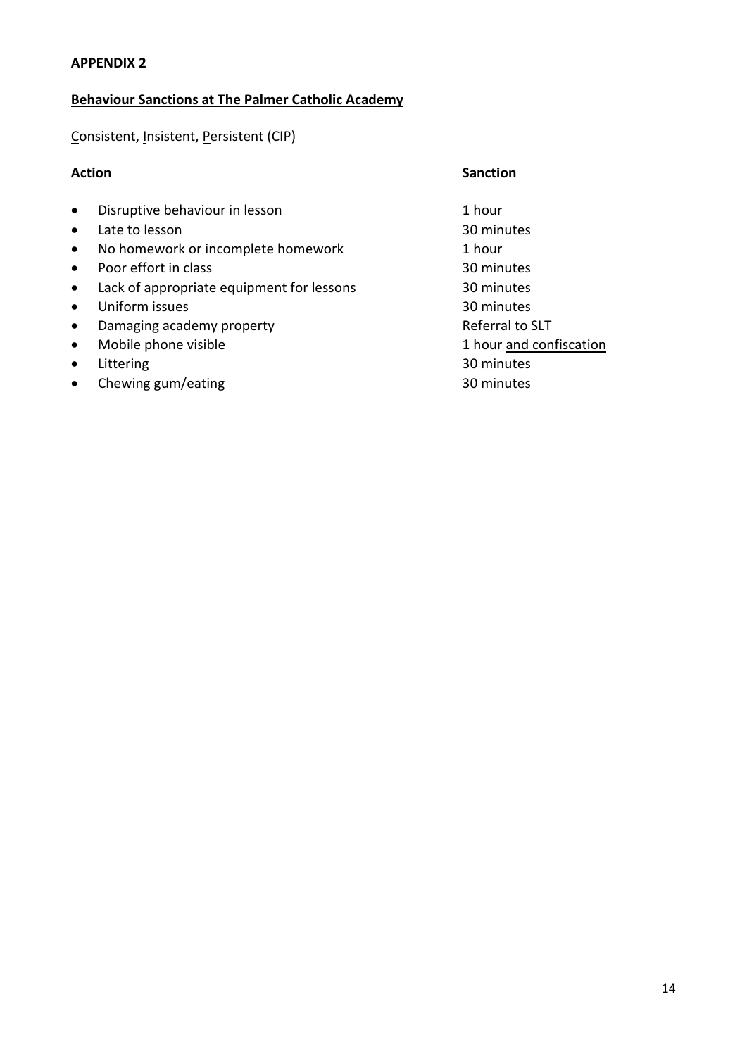**APPENDIX 2**

**Behaviour Sanctions at The Palmer Catholic Academy**

Consistent, Insistent, Persistent (CIP)

| Action | Sanction |
|---|---|
| Disruptive behaviour in lesson | 1 hour |
| Late to lesson | 30 minutes |
| No homework or incomplete homework | 1 hour |
| Poor effort in class | 30 minutes |
| Lack of appropriate equipment for lessons | 30 minutes |
| Uniform issues | 30 minutes |
| Damaging academy property | Referral to SLT |
| Mobile phone visible | 1 hour and confiscation |
| Littering | 30 minutes |
| Chewing gum/eating | 30 minutes |